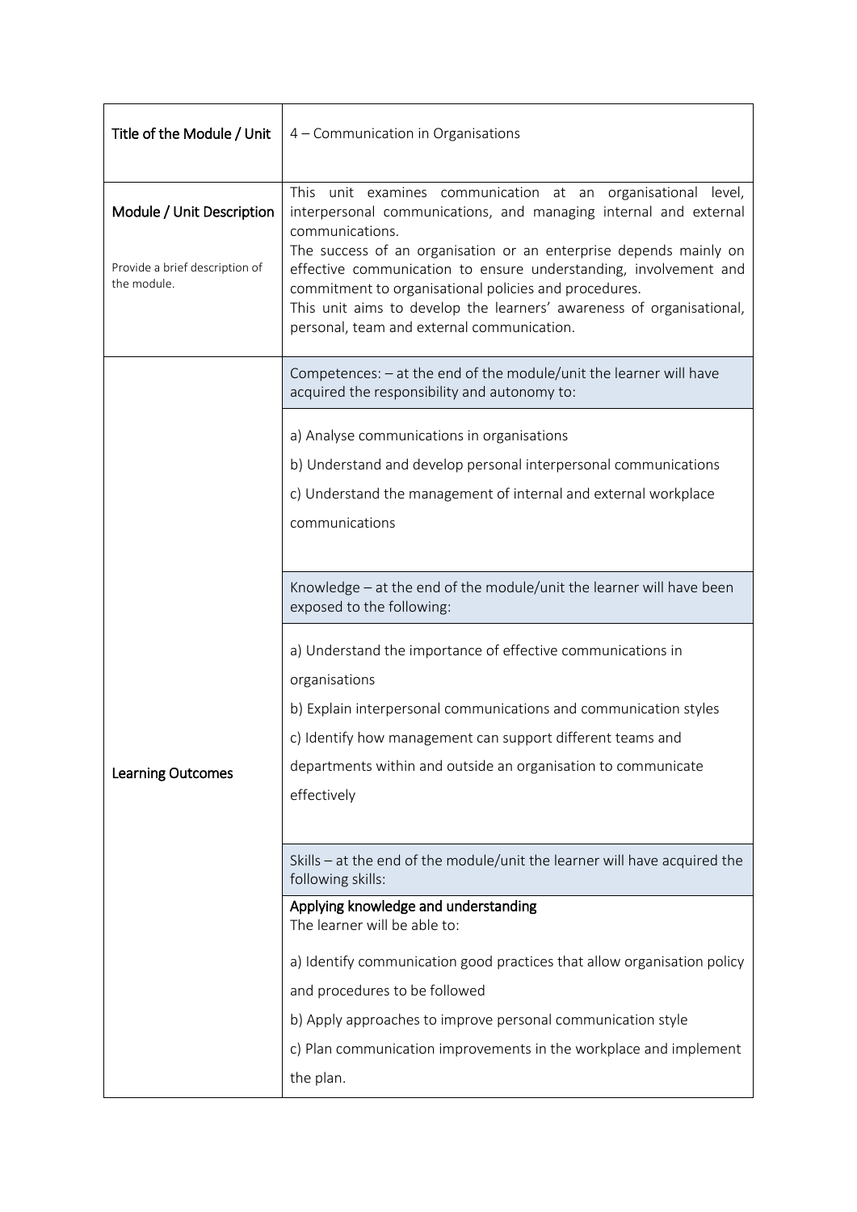| Title of the Module / Unit | 4 – Communication in Organisations |
|---|---|
| **Module / Unit Description**<br><br>Provide a brief description of the module. | This unit examines communication at an organisational level, interpersonal communications, and managing internal and external communications.<br>The success of an organisation or an enterprise depends mainly on effective communication to ensure understanding, involvement and commitment to organisational policies and procedures.<br>This unit aims to develop the learners' awareness of organisational, personal, team and external communication. |
| **Learning Outcomes** | Competences: – at the end of the module/unit the learner will have acquired the responsibility and autonomy to: |
| | a) Analyse communications in organisations<br>b) Understand and develop personal interpersonal communications<br>c) Understand the management of internal and external workplace communications |
| | Knowledge – at the end of the module/unit the learner will have been exposed to the following: |
| | a) Understand the importance of effective communications in organisations<br>b) Explain interpersonal communications and communication styles<br>c) Identify how management can support different teams and departments within and outside an organisation to communicate effectively |
| | Skills – at the end of the module/unit the learner will have acquired the following skills: |
| | **Applying knowledge and understanding**<br>The learner will be able to:<br><br>a) Identify communication good practices that allow organisation policy and procedures to be followed<br>b) Apply approaches to improve personal communication style<br>c) Plan communication improvements in the workplace and implement the plan. |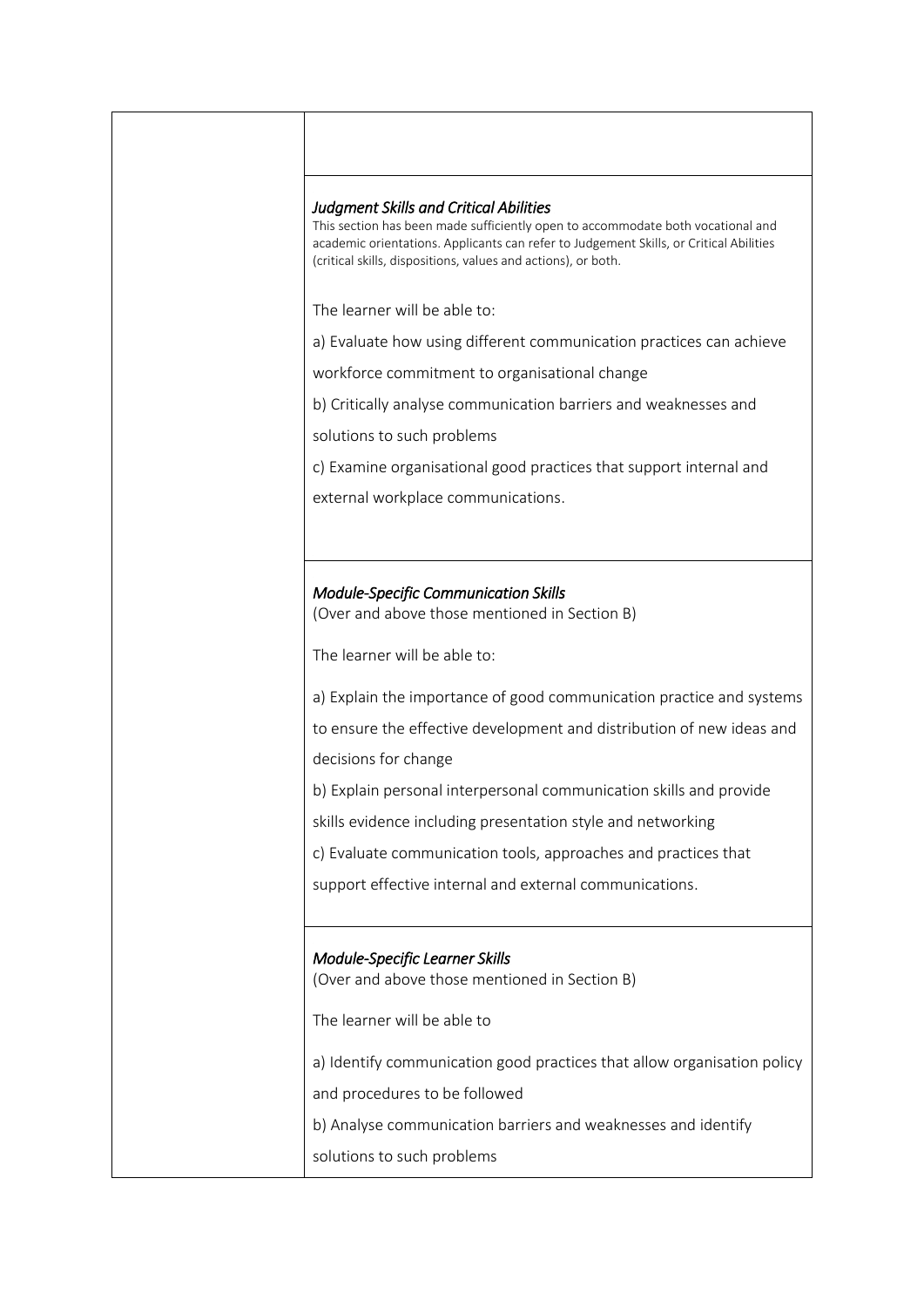| | |
|---|---|
| | |
| | ***Judgment Skills and Critical Abilities*** <br> This section has been made sufficiently open to accommodate both vocational and academic orientations. Applicants can refer to Judgement Skills, or Critical Abilities (critical skills, dispositions, values and actions), or both. <br><br> The learner will be able to: <br><br> a) Evaluate how using different communication practices can achieve workforce commitment to organisational change <br> b) Critically analyse communication barriers and weaknesses and solutions to such problems <br> c) Examine organisational good practices that support internal and external workplace communications. |
| | ***Module-Specific Communication Skills*** <br> (Over and above those mentioned in Section B) <br><br> The learner will be able to: <br><br> a) Explain the importance of good communication practice and systems to ensure the effective development and distribution of new ideas and decisions for change <br> b) Explain personal interpersonal communication skills and provide skills evidence including presentation style and networking <br> c) Evaluate communication tools, approaches and practices that support effective internal and external communications. |
| | ***Module-Specific Learner Skills*** <br> (Over and above those mentioned in Section B) <br><br> The learner will be able to <br><br> a) Identify communication good practices that allow organisation policy and procedures to be followed <br> b) Analyse communication barriers and weaknesses and identify solutions to such problems |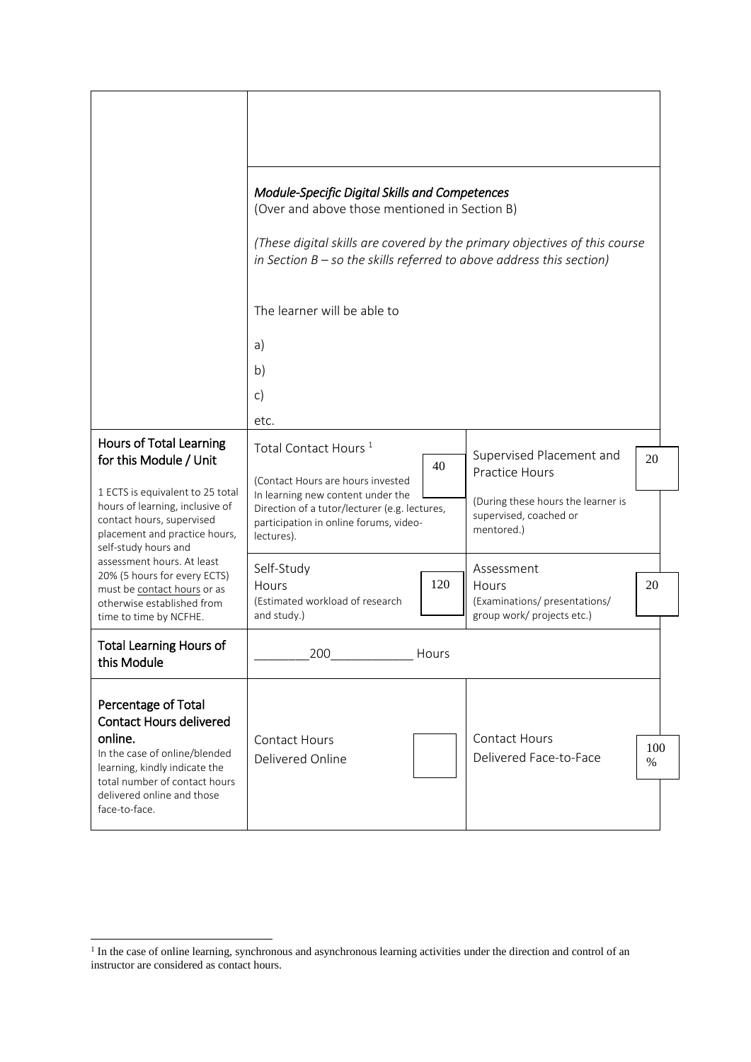| | | |
|---|---|---|
| | *Module-Specific Digital Skills and Competences*<br>(Over and above those mentioned in Section B)<br><br>*(These digital skills are covered by the primary objectives of this course in Section B – so the skills referred to above address this section)*<br><br>The learner will be able to<br><br>a)<br>b)<br>c)<br>etc. | |
| **Hours of Total Learning for this Module / Unit**<br><br>1 ECTS is equivalent to 25 total hours of learning, inclusive of contact hours, supervised placement and practice hours, self-study hours and assessment hours. At least 20% (5 hours for every ECTS) must be <u>contact hours</u> or as otherwise established from time to time by NCFHE. | Total Contact Hours [1] 40<br><br>(Contact Hours are hours invested In learning new content under the Direction of a tutor/lecturer (e.g. lectures, participation in online forums, video-lectures). | Supervised Placement and Practice Hours 20<br><br>(During these hours the learner is supervised, coached or mentored.) |
| | Self-Study Hours 120<br>(Estimated workload of research and study.) | Assessment Hours 20<br>(Examinations/ presentations/ group work/ projects etc.) |
| **Total Learning Hours of this Module** | ________200____________ Hours | |
| **Percentage of Total Contact Hours delivered online.**<br>In the case of online/blended learning, kindly indicate the total number of contact hours delivered online and those face-to-face. | Contact Hours Delivered Online | Contact Hours Delivered Face-to-Face 100 % |

[1] In the case of online learning, synchronous and asynchronous learning activities under the direction and control of an instructor are considered as contact hours.